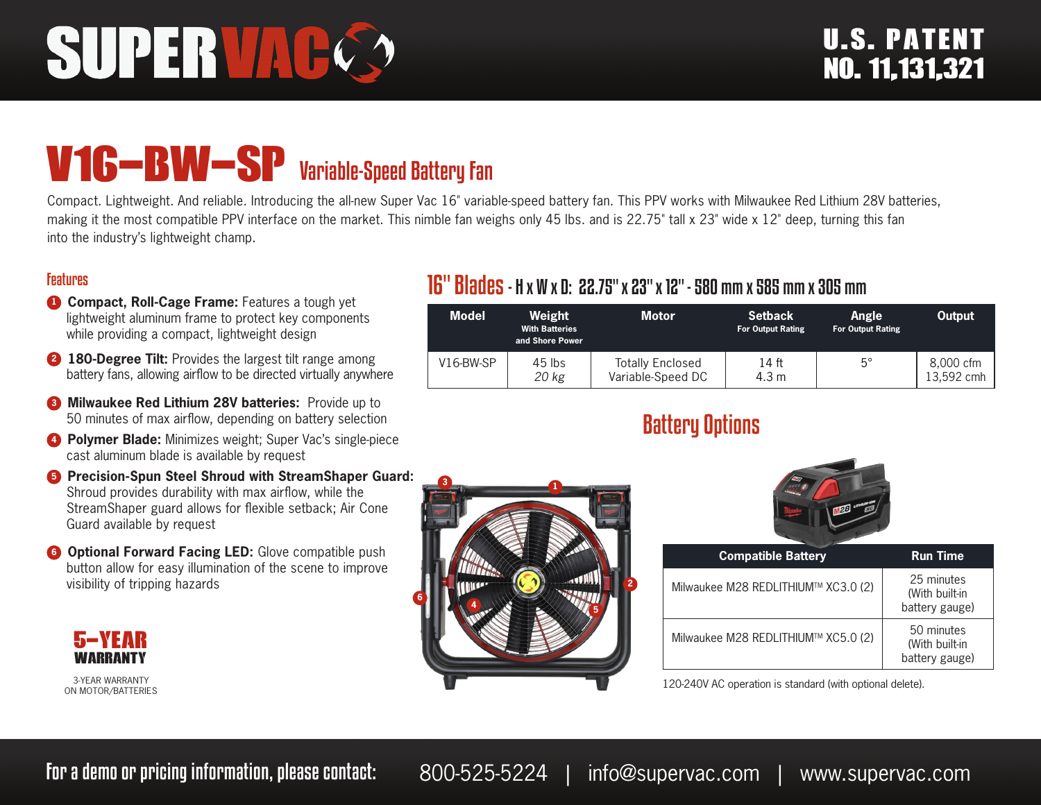# SUPERVAC

U.S. PATENT NO. 11,131,321

# V16-BW-SP Variable-Speed Battery Fan

Compact. Lightweight. And reliable. Introducing the all-new Super Vac 16" variable-speed battery fan. This PPV works with Milwaukee Red Lithium 28V batteries, making it the most compatible PPV interface on the market. This nimble fan weighs only 45 lbs. and is 22.75" tall x 23" wide x 12" deep, turning this fan into the industry's lightweight champ.

## Features

1. **Compact, Roll-Cage Frame:** Features a tough yet lightweight aluminum frame to protect key components while providing a compact, lightweight design
2. **180-Degree Tilt:** Provides the largest tilt range among battery fans, allowing airflow to be directed virtually anywhere
3. **Milwaukee Red Lithium 28V batteries:** Provide up to 50 minutes of max airflow, depending on battery selection
4. **Polymer Blade:** Minimizes weight; Super Vac's single-piece cast aluminum blade is available by request
5. **Precision-Spun Steel Shroud with StreamShaper Guard:** Shroud provides durability with max airflow, while the StreamShaper guard allows for flexible setback; Air Cone Guard available by request
6. **Optional Forward Facing LED:** Glove compatible push button allow for easy illumination of the scene to improve visibility of tripping hazards

**5-YEAR WARRANTY**

3-YEAR WARRANTY ON MOTOR/BATTERIES

## 16" Blades - H x W x D: 22.75" x 23" x 12" - 580 mm x 585 mm x 305 mm

| Model | Weight With Batteries and Shore Power | Motor | Setback For Output Rating | Angle For Output Rating | Output |
|---|---|---|---|---|---|
| V16-BW-SP | 45 lbs<br>*20 kg* | Totally Enclosed Variable-Speed DC | 14 ft<br>4.3 m | 5° | 8,000 cfm<br>13,592 cmh |

## Battery Options

| Compatible Battery | Run Time |
|---|---|
| Milwaukee M28 REDLITHIUM™ XC3.0 (2) | 25 minutes (With built-in battery gauge) |
| Milwaukee M28 REDLITHIUM™ XC5.0 (2) | 50 minutes (With built-in battery gauge) |

120-240V AC operation is standard (with optional delete).

**For a demo or pricing information, please contact:** 800-525-5224 | info@supervac.com | www.supervac.com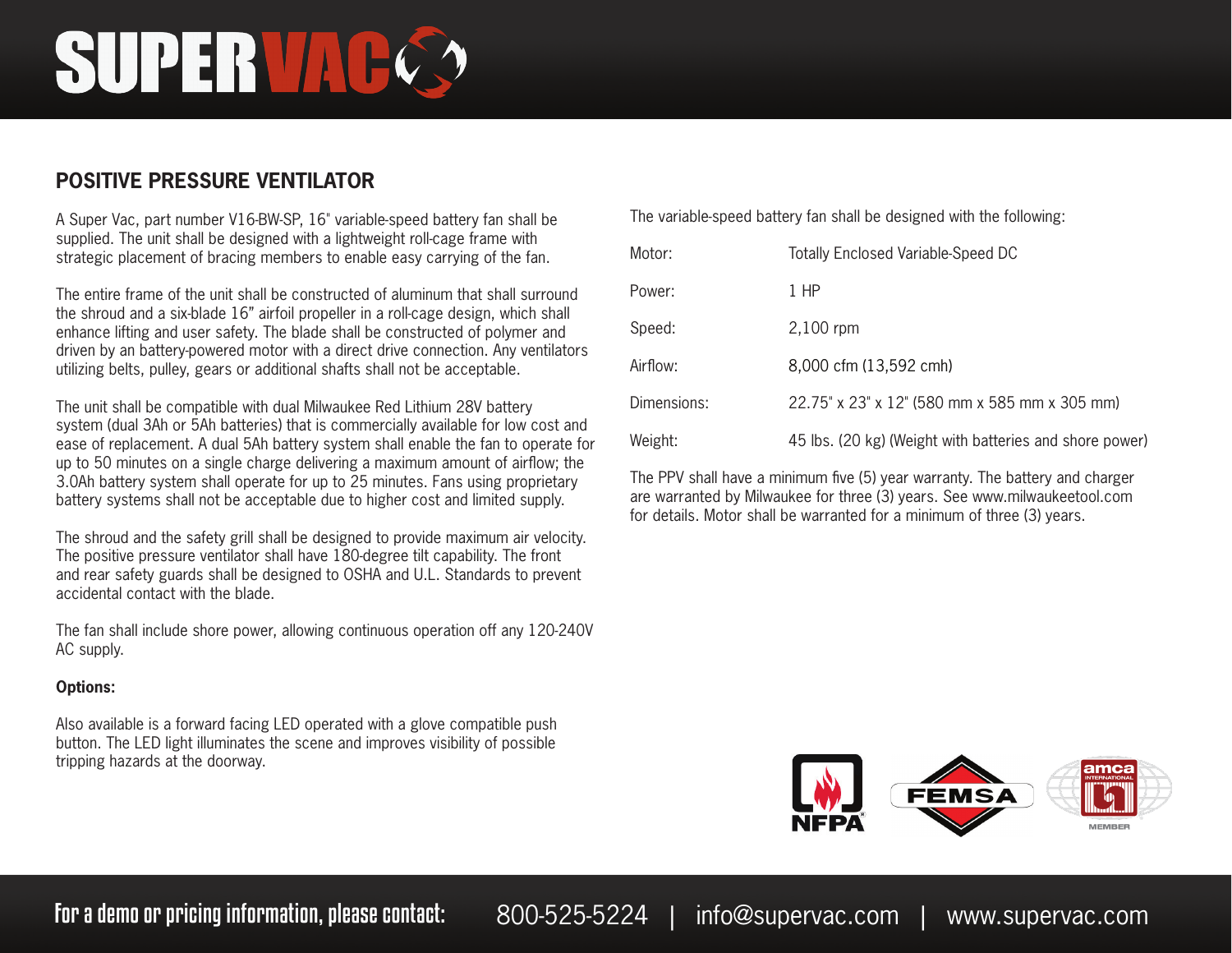## POSITIVE PRESSURE VENTILATOR

A Super Vac, part number V16-BW-SP, 16" variable-speed battery fan shall be supplied. The unit shall be designed with a lightweight roll-cage frame with strategic placement of bracing members to enable easy carrying of the fan.

The entire frame of the unit shall be constructed of aluminum that shall surround the shroud and a six-blade 16" airfoil propeller in a roll-cage design, which shall enhance lifting and user safety. The blade shall be constructed of polymer and driven by an battery-powered motor with a direct drive connection. Any ventilators utilizing belts, pulley, gears or additional shafts shall not be acceptable.

The unit shall be compatible with dual Milwaukee Red Lithium 28V battery system (dual 3Ah or 5Ah batteries) that is commercially available for low cost and ease of replacement. A dual 5Ah battery system shall enable the fan to operate for up to 50 minutes on a single charge delivering a maximum amount of airflow; the 3.0Ah battery system shall operate for up to 25 minutes. Fans using proprietary battery systems shall not be acceptable due to higher cost and limited supply.

The shroud and the safety grill shall be designed to provide maximum air velocity. The positive pressure ventilator shall have 180-degree tilt capability. The front and rear safety guards shall be designed to OSHA and U.L. Standards to prevent accidental contact with the blade.

The fan shall include shore power, allowing continuous operation off any 120-240V AC supply.

**Options:**

Also available is a forward facing LED operated with a glove compatible push button. The LED light illuminates the scene and improves visibility of possible tripping hazards at the doorway.

The variable-speed battery fan shall be designed with the following:

| | |
|---|---|
| Motor: | Totally Enclosed Variable-Speed DC |
| Power: | 1 HP |
| Speed: | 2,100 rpm |
| Airflow: | 8,000 cfm (13,592 cmh) |
| Dimensions: | 22.75" x 23" x 12" (580 mm x 585 mm x 305 mm) |
| Weight: | 45 lbs. (20 kg) (Weight with batteries and shore power) |

The PPV shall have a minimum five (5) year warranty. The battery and charger are warranted by Milwaukee for three (3) years. See www.milwaukeetool.com for details. Motor shall be warranted for a minimum of three (3) years.

For a demo or pricing information, please contact: 800-525-5224 | info@supervac.com | www.supervac.com